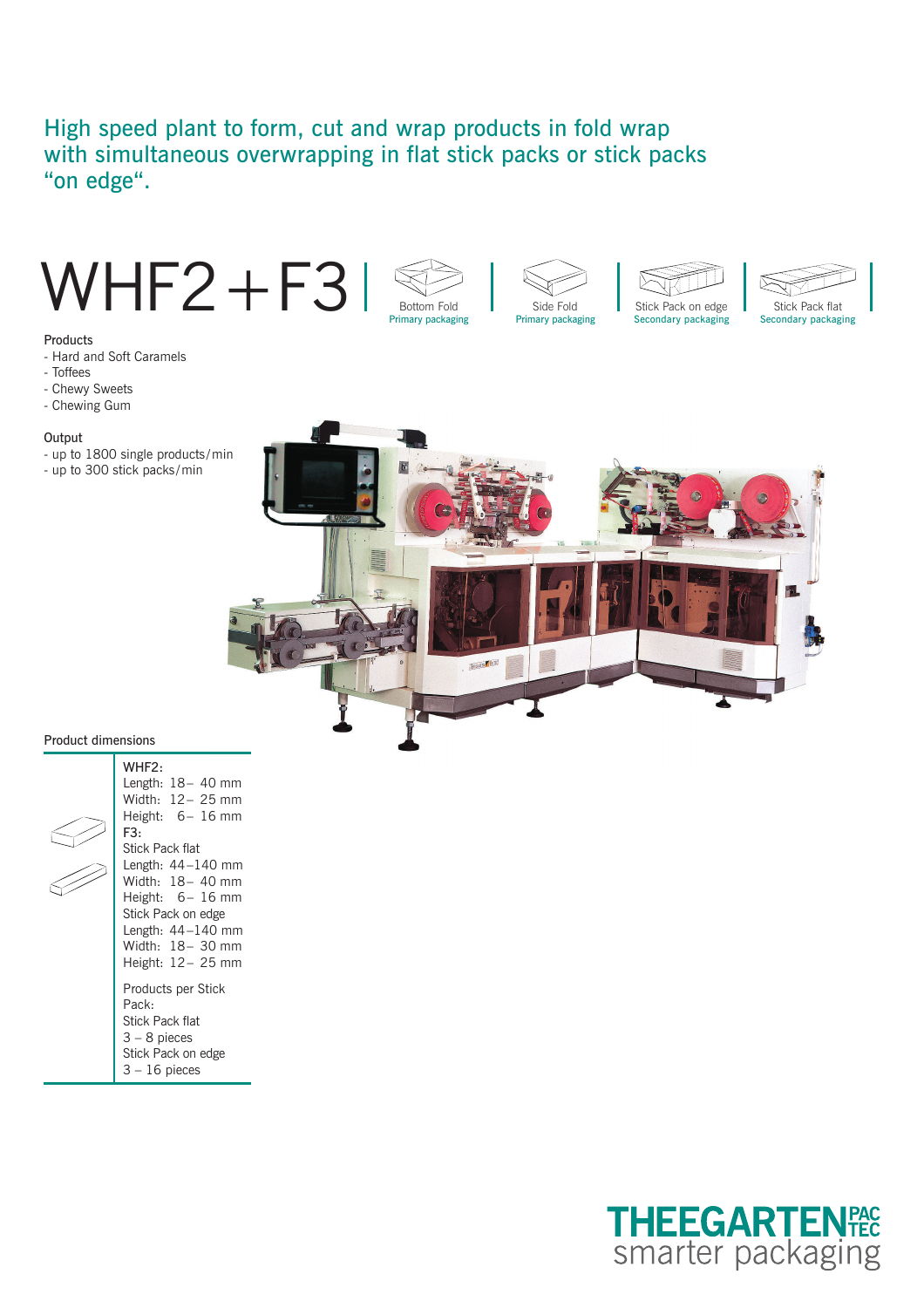High speed plant to form, cut and wrap products in fold wrap with simultaneous overwrapping in flat stick packs or stick packs "on edge".

# WHF2 + F3

| Bottom Fold | Side Fold | Stick Pack on edge | Stick Pack flat |
|---|---|---|---|
| Primary packaging | Primary packaging | Secondary packaging | Secondary packaging |

Products

- Hard and Soft Caramels
- Toffees
- Chewy Sweets
- Chewing Gum

Output

- up to 1800 single products/min
- up to 300 stick packs/min

Product dimensions

WHF2:
Length: 18 – 40 mm
Width: 12 – 25 mm
Height: 6 – 16 mm

F3:
Stick Pack flat
Length: 44 – 140 mm
Width: 18 – 40 mm
Height: 6 – 16 mm

Stick Pack on edge
Length: 44 – 140 mm
Width: 18 – 30 mm
Height: 12 – 25 mm

Products per Stick Pack:
Stick Pack flat
3 – 8 pieces
Stick Pack on edge
3 – 16 pieces

THEEGARTEN PACTEC
smarter packaging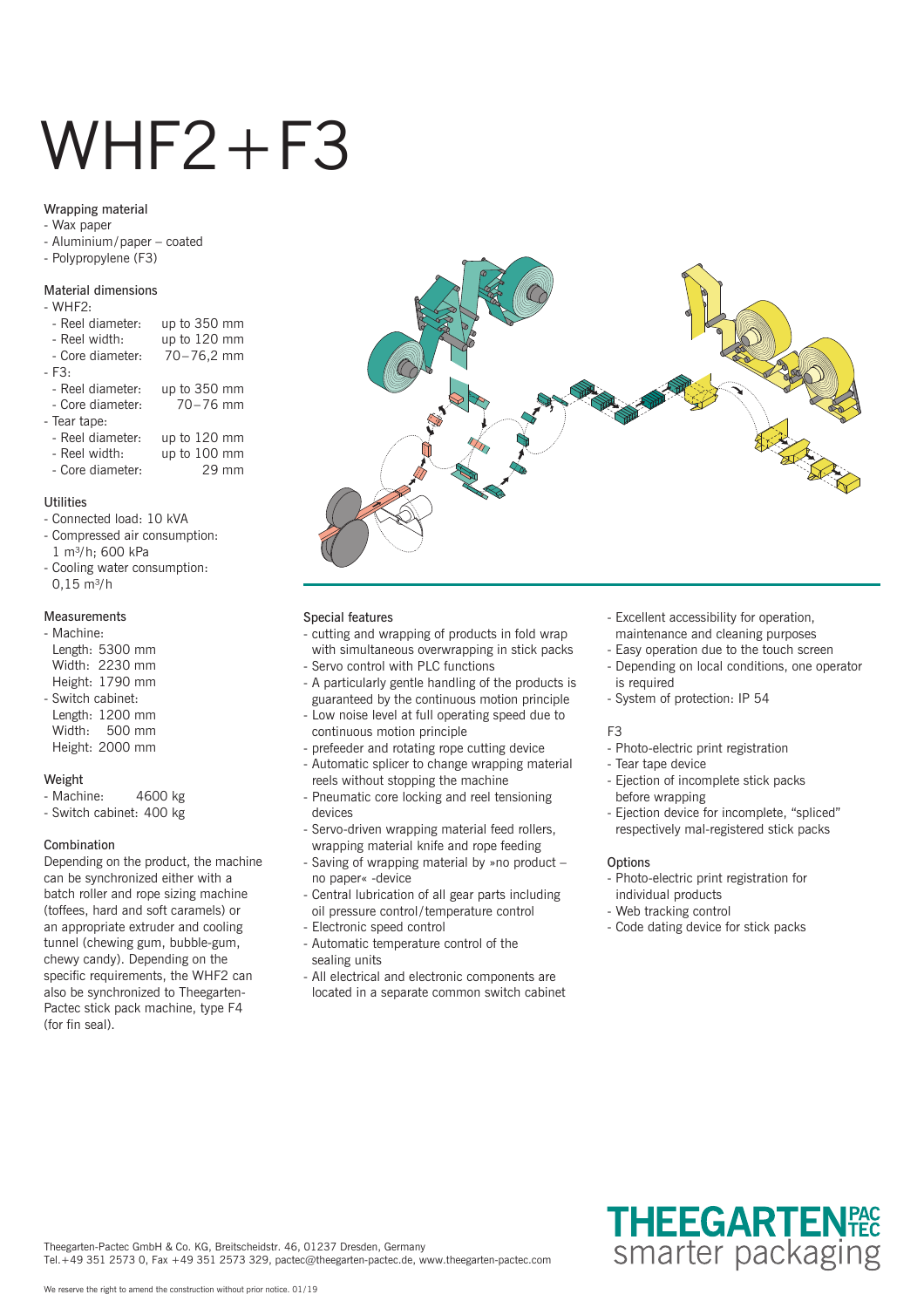# WHF2+F3

### Wrapping material

- Wax paper
- Aluminium/paper – coated
- Polypropylene (F3)

### Material dimensions

- WHF2:
  - Reel diameter: up to 350 mm
  - Reel width: up to 120 mm
  - Core diameter: 70–76,2 mm
- F3:
  - Reel diameter: up to 350 mm
  - Core diameter: 70–76 mm
- Tear tape:
  - Reel diameter: up to 120 mm
  - Reel width: up to 100 mm
  - Core diameter: 29 mm

### Utilities

- Connected load: 10 kVA
- Compressed air consumption: 1 $m^3$/h; 600 kPa
- Cooling water consumption: 0,15 $m^3$/h

### Measurements

- Machine:
  Length: 5300 mm
  Width: 2230 mm
  Height: 1790 mm
- Switch cabinet:
  Length: 1200 mm
  Width: 500 mm
  Height: 2000 mm

### Weight

- Machine: 4600 kg
- Switch cabinet: 400 kg

### Combination

Depending on the product, the machine can be synchronized either with a batch roller and rope sizing machine (toffees, hard and soft caramels) or an appropriate extruder and cooling tunnel (chewing gum, bubble-gum, chewy candy). Depending on the specific requirements, the WHF2 can also be synchronized to Theegarten-Pactec stick pack machine, type F4 (for fin seal).

### Special features

- cutting and wrapping of products in fold wrap with simultaneous overwrapping in stick packs
- Servo control with PLC functions
- A particularly gentle handling of the products is guaranteed by the continuous motion principle
- Low noise level at full operating speed due to continuous motion principle
- prefeeder and rotating rope cutting device
- Automatic splicer to change wrapping material reels without stopping the machine
- Pneumatic core locking and reel tensioning devices
- Servo-driven wrapping material feed rollers, wrapping material knife and rope feeding
- Saving of wrapping material by »no product – no paper« -device
- Central lubrication of all gear parts including oil pressure control/temperature control
- Electronic speed control
- Automatic temperature control of the sealing units
- All electrical and electronic components are located in a separate common switch cabinet
- Excellent accessibility for operation, maintenance and cleaning purposes
- Easy operation due to the touch screen
- Depending on local conditions, one operator is required
- System of protection: IP 54

### F3

- Photo-electric print registration
- Tear tape device
- Ejection of incomplete stick packs before wrapping
- Ejection device for incomplete, "spliced" respectively mal-registered stick packs

### Options

- Photo-electric print registration for individual products
- Web tracking control
- Code dating device for stick packs

THEEGARTEN PACTEC
smarter packaging

Theegarten-Pactec GmbH & Co. KG, Breitscheidstr. 46, 01237 Dresden, Germany
Tel.+49 351 2573 0, Fax +49 351 2573 329, pactec@theegarten-pactec.de, www.theegarten-pactec.com

We reserve the right to amend the construction without prior notice. 01/19